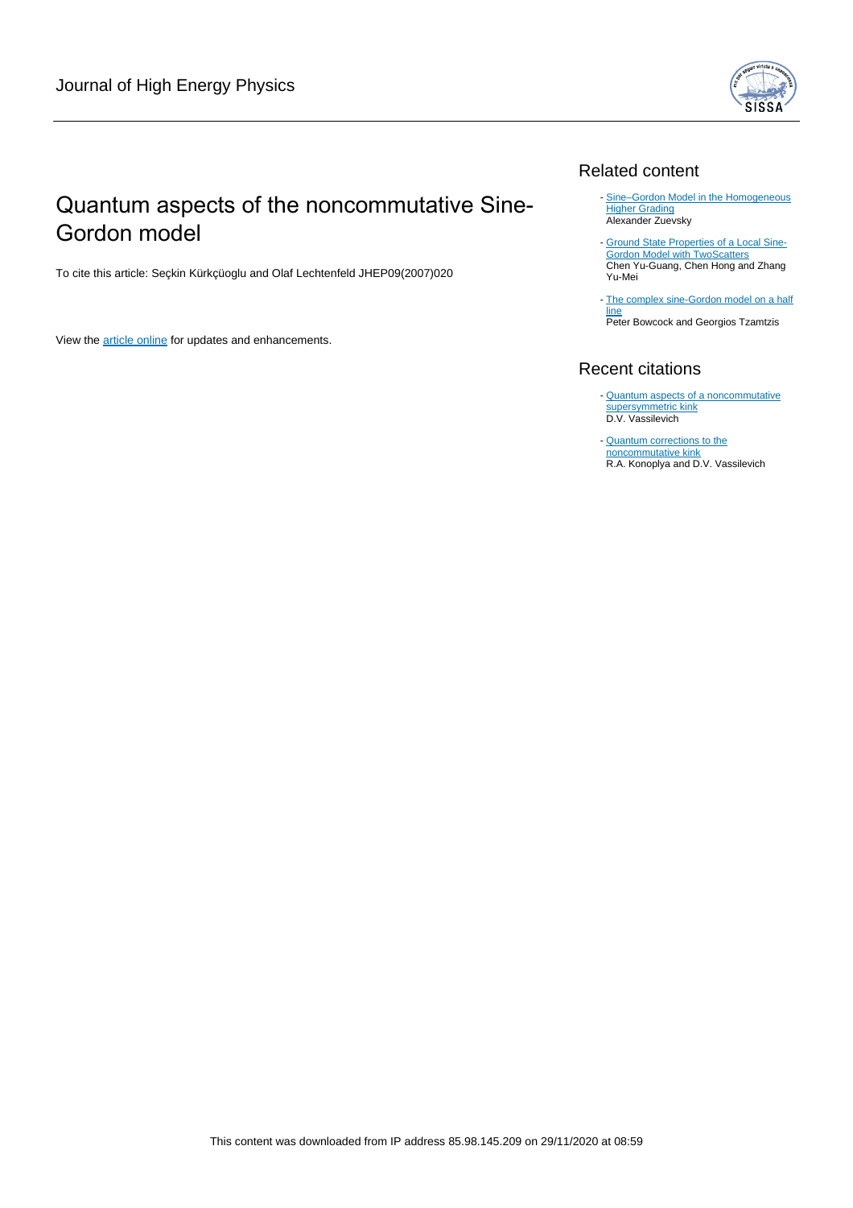Journal of High Energy Physics

# Quantum aspects of the noncommutative Sine-Gordon model

To cite this article: Seçkin Kürkçüoglu and Olaf Lechtenfeld JHEP09(2007)020

View the article online for updates and enhancements.

## Related content

- Sine–Gordon Model in the Homogeneous Higher Grading
  Alexander Zuevsky
- Ground State Properties of a Local Sine-Gordon Model with TwoScatters
  Chen Yu-Guang, Chen Hong and Zhang Yu-Mei
- The complex sine-Gordon model on a half line
  Peter Bowcock and Georgios Tzamtzis

## Recent citations

- Quantum aspects of a noncommutative supersymmetric kink
  D.V. Vassilevich
- Quantum corrections to the noncommutative kink
  R.A. Konoplya and D.V. Vassilevich

This content was downloaded from IP address 85.98.145.209 on 29/11/2020 at 08:59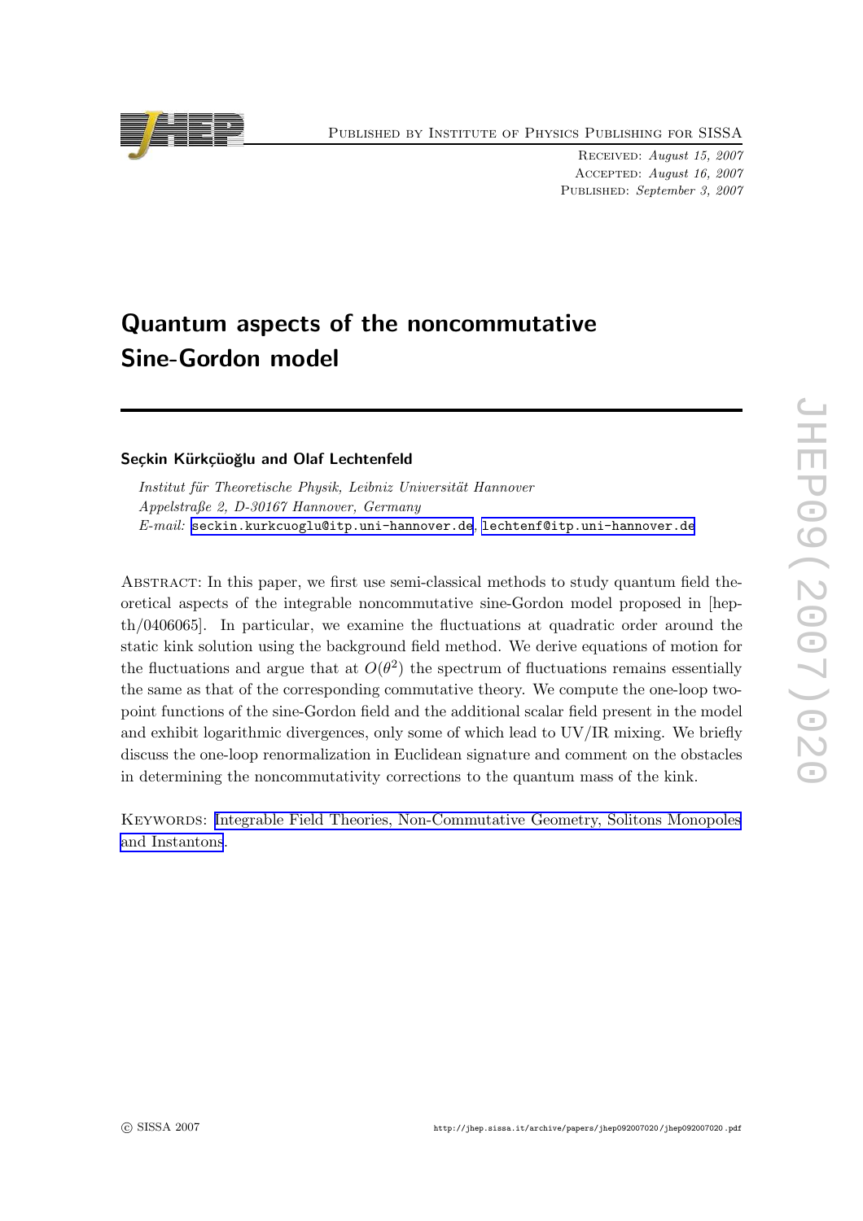# Quantum aspects of the noncommutative Sine-Gordon model

**Seçkin Kürkçüoğlu and Olaf Lechtenfeld**

*Institut für Theoretische Physik, Leibniz Universität Hannover*
*Appelstraße 2, D-30167 Hannover, Germany*
*E-mail:* seckin.kurkcuoglu@itp.uni-hannover.de, lechtenf@itp.uni-hannover.de

Abstract: In this paper, we first use semi-classical methods to study quantum field theoretical aspects of the integrable noncommutative sine-Gordon model proposed in [hep-th/0406065]. In particular, we examine the fluctuations at quadratic order around the static kink solution using the background field method. We derive equations of motion for the fluctuations and argue that at $O(\theta^2)$ the spectrum of fluctuations remains essentially the same as that of the corresponding commutative theory. We compute the one-loop two-point functions of the sine-Gordon field and the additional scalar field present in the model and exhibit logarithmic divergences, only some of which lead to UV/IR mixing. We briefly discuss the one-loop renormalization in Euclidean signature and comment on the obstacles in determining the noncommutativity corrections to the quantum mass of the kink.

Keywords: Integrable Field Theories, Non-Commutative Geometry, Solitons Monopoles and Instantons.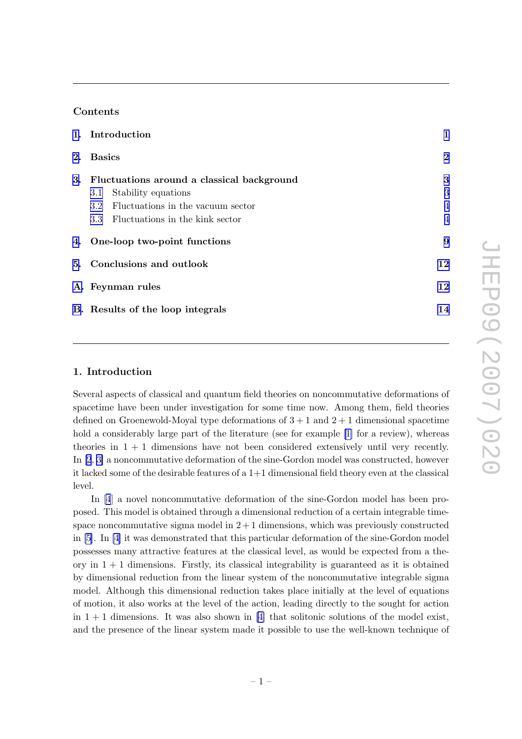## Contents

| | | |
|---|---|---|
| 1. | **Introduction** | 1 |
| 2. | **Basics** | 2 |
| 3. | **Fluctuations around a classical background** | 3 |
| | 3.1 Stability equations | 3 |
| | 3.2 Fluctuations in the vacuum sector | 4 |
| | 3.3 Fluctuations in the kink sector | 4 |
| 4. | **One-loop two-point functions** | 9 |
| 5. | **Conclusions and outlook** | 12 |
| A. | **Feynman rules** | 12 |
| B. | **Results of the loop integrals** | 14 |

## 1. Introduction

Several aspects of classical and quantum field theories on noncommutative deformations of spacetime have been under investigation for some time now. Among them, field theories defined on Groenewold-Moyal type deformations of $3+1$ and $2+1$ dimensional spacetime hold a considerably large part of the literature (see for example [1] for a review), whereas theories in $1+1$ dimensions have not been considered extensively until very recently. In [2, 3] a noncommutative deformation of the sine-Gordon model was constructed, however it lacked some of the desirable features of a 1+1 dimensional field theory even at the classical level.

In [4] a novel noncommutative deformation of the sine-Gordon model has been proposed. This model is obtained through a dimensional reduction of a certain integrable time-space noncommutative sigma model in $2+1$ dimensions, which was previously constructed in [5]. In [4] it was demonstrated that this particular deformation of the sine-Gordon model possesses many attractive features at the classical level, as would be expected from a theory in $1+1$ dimensions. Firstly, its classical integrability is guaranteed as it is obtained by dimensional reduction from the linear system of the noncommutative integrable sigma model. Although this dimensional reduction takes place initially at the level of equations of motion, it also works at the level of the action, leading directly to the sought for action in $1+1$ dimensions. It was also shown in [4] that solitonic solutions of the model exist, and the presence of the linear system made it possible to use the well-known technique of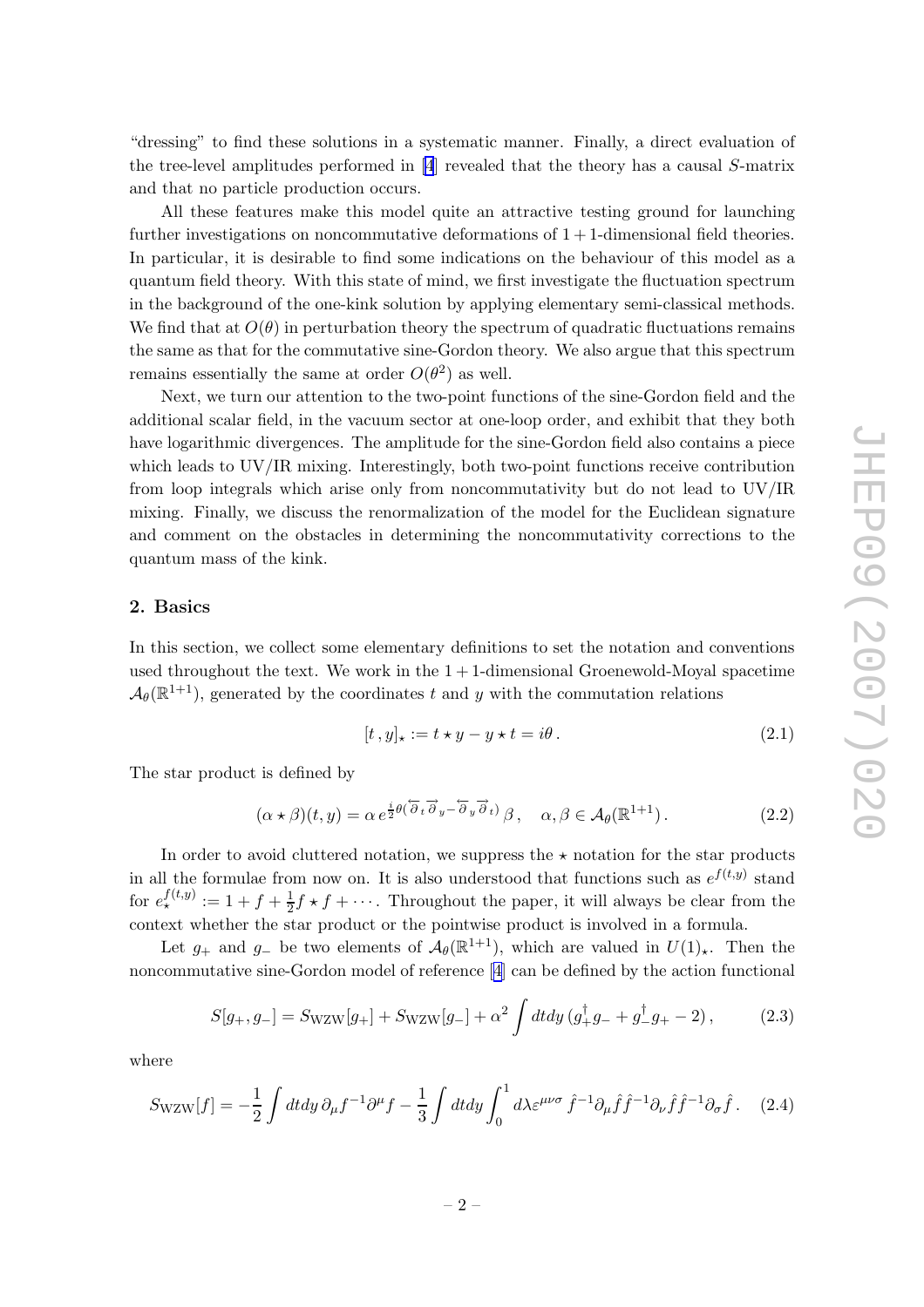"dressing" to find these solutions in a systematic manner. Finally, a direct evaluation of the tree-level amplitudes performed in [4] revealed that the theory has a causal $S$-matrix and that no particle production occurs.

All these features make this model quite an attractive testing ground for launching further investigations on noncommutative deformations of $1+1$-dimensional field theories. In particular, it is desirable to find some indications on the behaviour of this model as a quantum field theory. With this state of mind, we first investigate the fluctuation spectrum in the background of the one-kink solution by applying elementary semi-classical methods. We find that at $O(\theta)$ in perturbation theory the spectrum of quadratic fluctuations remains the same as that for the commutative sine-Gordon theory. We also argue that this spectrum remains essentially the same at order $O(\theta^2)$ as well.

Next, we turn our attention to the two-point functions of the sine-Gordon field and the additional scalar field, in the vacuum sector at one-loop order, and exhibit that they both have logarithmic divergences. The amplitude for the sine-Gordon field also contains a piece which leads to UV/IR mixing. Interestingly, both two-point functions receive contribution from loop integrals which arise only from noncommutativity but do not lead to UV/IR mixing. Finally, we discuss the renormalization of the model for the Euclidean signature and comment on the obstacles in determining the noncommutativity corrections to the quantum mass of the kink.

## 2. Basics

In this section, we collect some elementary definitions to set the notation and conventions used throughout the text. We work in the $1+1$-dimensional Groenewold-Moyal spacetime $\mathcal{A}_\theta(\mathbb{R}^{1+1})$, generated by the coordinates $t$ and $y$ with the commutation relations

$$[t\,, y]_\star := t \star y - y \star t = i\theta\,. \tag{2.1}$$

The star product is defined by

$$(\alpha \star \beta)(t,y) = \alpha\, e^{\frac{i}{2}\theta(\overleftarrow{\partial}_t \overrightarrow{\partial}_y - \overleftarrow{\partial}_y \overrightarrow{\partial}_t)}\, \beta\,, \quad \alpha, \beta \in \mathcal{A}_\theta(\mathbb{R}^{1+1})\,. \tag{2.2}$$

In order to avoid cluttered notation, we suppress the $\star$ notation for the star products in all the formulae from now on. It is also understood that functions such as $e^{f(t,y)}$ stand for $e_\star^{f(t,y)} := 1 + f + \frac{1}{2} f \star f + \cdots$. Throughout the paper, it will always be clear from the context whether the star product or the pointwise product is involved in a formula.

Let $g_+$ and $g_-$ be two elements of $\mathcal{A}_\theta(\mathbb{R}^{1+1})$, which are valued in $U(1)_\star$. Then the noncommutative sine-Gordon model of reference [4] can be defined by the action functional

$$S[g_+, g_-] = S_{\mathrm{WZW}}[g_+] + S_{\mathrm{WZW}}[g_-] + \alpha^2 \int dt dy\, (g_+^\dagger g_- + g_-^\dagger g_+ - 2)\,, \tag{2.3}$$

where

$$S_{\mathrm{WZW}}[f] = -\frac{1}{2} \int dt dy\, \partial_\mu f^{-1} \partial^\mu f - \frac{1}{3} \int dt dy \int_0^1 d\lambda \varepsilon^{\mu\nu\sigma}\, \hat{f}^{-1} \partial_\mu \hat{f} \hat{f}^{-1} \partial_\nu \hat{f} \hat{f}^{-1} \partial_\sigma \hat{f}\,. \tag{2.4}$$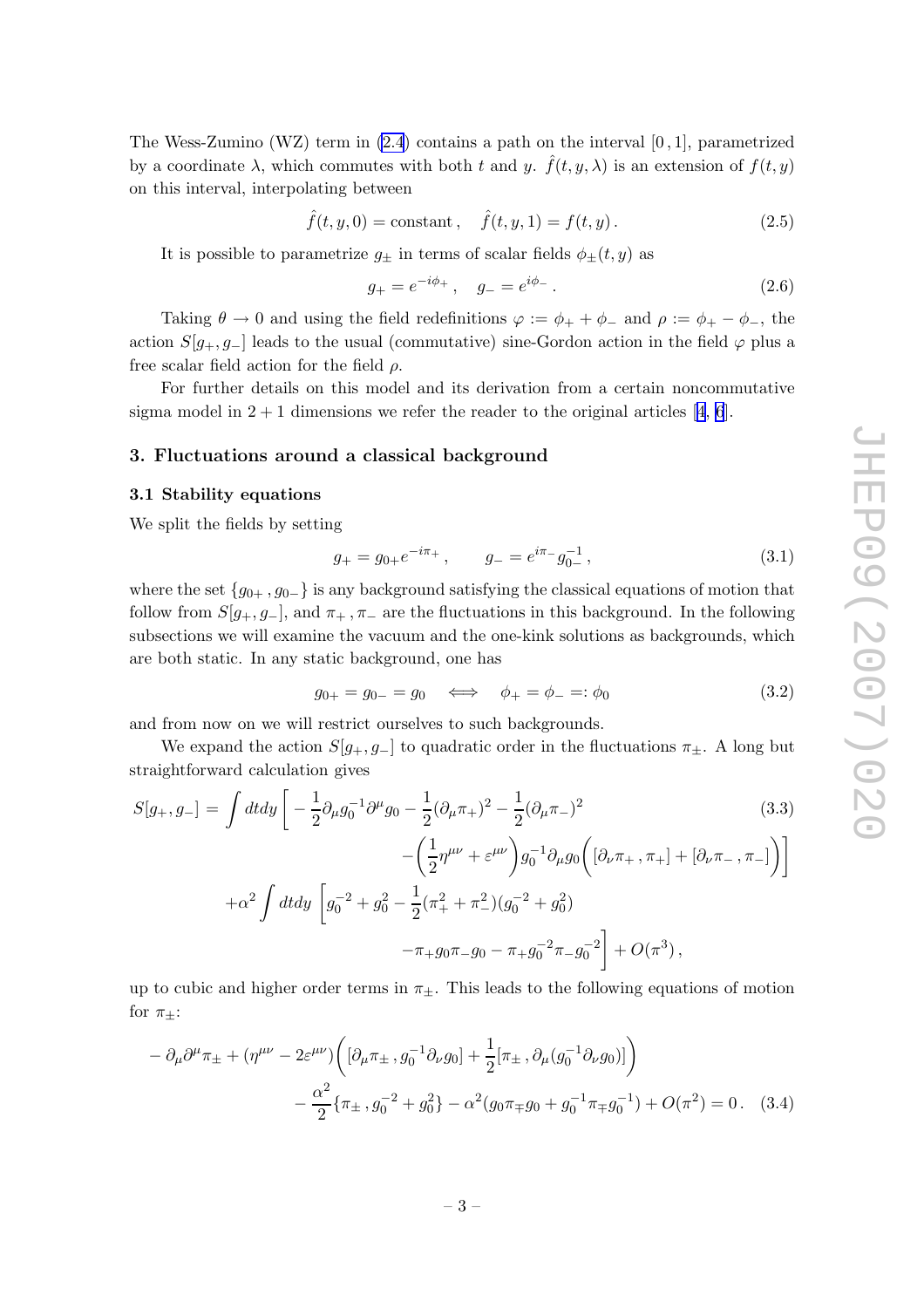The Wess-Zumino (WZ) term in (2.4) contains a path on the interval $[0\,,1]$, parametrized by a coordinate $\lambda$, which commutes with both $t$ and $y$. $\hat{f}(t,y,\lambda)$ is an extension of $f(t,y)$ on this interval, interpolating between

$$\hat{f}(t,y,0) = \text{constant}\,,\quad \hat{f}(t,y,1) = f(t,y)\,. \tag{2.5}$$

It is possible to parametrize $g_\pm$ in terms of scalar fields $\phi_\pm(t,y)$ as

$$g_+ = e^{-i\phi_+}\,,\quad g_- = e^{i\phi_-}\,. \tag{2.6}$$

Taking $\theta \to 0$ and using the field redefinitions $\varphi := \phi_+ + \phi_-$ and $\rho := \phi_+ - \phi_-$, the action $S[g_+, g_-]$ leads to the usual (commutative) sine-Gordon action in the field $\varphi$ plus a free scalar field action for the field $\rho$.

For further details on this model and its derivation from a certain noncommutative sigma model in $2+1$ dimensions we refer the reader to the original articles [4, 6].

## 3. Fluctuations around a classical background

### 3.1 Stability equations

We split the fields by setting

$$g_+ = g_{0+} e^{-i\pi_+}\,,\qquad g_- = e^{i\pi_-} g_{0-}^{-1}\,, \tag{3.1}$$

where the set $\{g_{0+}\,, g_{0-}\}$ is any background satisfying the classical equations of motion that follow from $S[g_+, g_-]$, and $\pi_+\,, \pi_-$ are the fluctuations in this background. In the following subsections we will examine the vacuum and the one-kink solutions as backgrounds, which are both static. In any static background, one has

$$g_{0+} = g_{0-} = g_0 \quad \Longleftrightarrow \quad \phi_+ = \phi_- =: \phi_0 \tag{3.2}$$

and from now on we will restrict ourselves to such backgrounds.

We expand the action $S[g_+, g_-]$ to quadratic order in the fluctuations $\pi_\pm$. A long but straightforward calculation gives

$$\begin{aligned}
S[g_+, g_-] = \int dtdy \bigg[ &-\frac{1}{2}\partial_\mu g_0^{-1}\partial^\mu g_0 - \frac{1}{2}(\partial_\mu \pi_+)^2 - \frac{1}{2}(\partial_\mu \pi_-)^2 \\
&-\left(\frac{1}{2}\eta^{\mu\nu} + \varepsilon^{\mu\nu}\right) g_0^{-1}\partial_\mu g_0 \Big( [\partial_\nu \pi_+\,, \pi_+] + [\partial_\nu \pi_-\,, \pi_-] \Big) \bigg] \\
+\alpha^2 \int dtdy \,\bigg[ &g_0^{-2} + g_0^2 - \frac{1}{2}(\pi_+^2 + \pi_-^2)(g_0^{-2} + g_0^2) \\
&- \pi_+ g_0 \pi_- g_0 - \pi_+ g_0^{-2} \pi_- g_0^{-2} \bigg] + O(\pi^3)\,,
\end{aligned} \tag{3.3}$$

up to cubic and higher order terms in $\pi_\pm$. This leads to the following equations of motion for $\pi_\pm$:

$$\begin{aligned}
-\partial_\mu\partial^\mu \pi_\pm + (\eta^{\mu\nu} - 2\varepsilon^{\mu\nu}) \Big( [\partial_\mu \pi_\pm\,, g_0^{-1}\partial_\nu g_0] + \frac{1}{2}[\pi_\pm\,, \partial_\mu (g_0^{-1}\partial_\nu g_0)] \Big) \\
- \frac{\alpha^2}{2}\{\pi_\pm\,, g_0^{-2} + g_0^2\} - \alpha^2 (g_0 \pi_\mp g_0 + g_0^{-1}\pi_\mp g_0^{-1}) + O(\pi^2) = 0\,.
\end{aligned} \tag{3.4}$$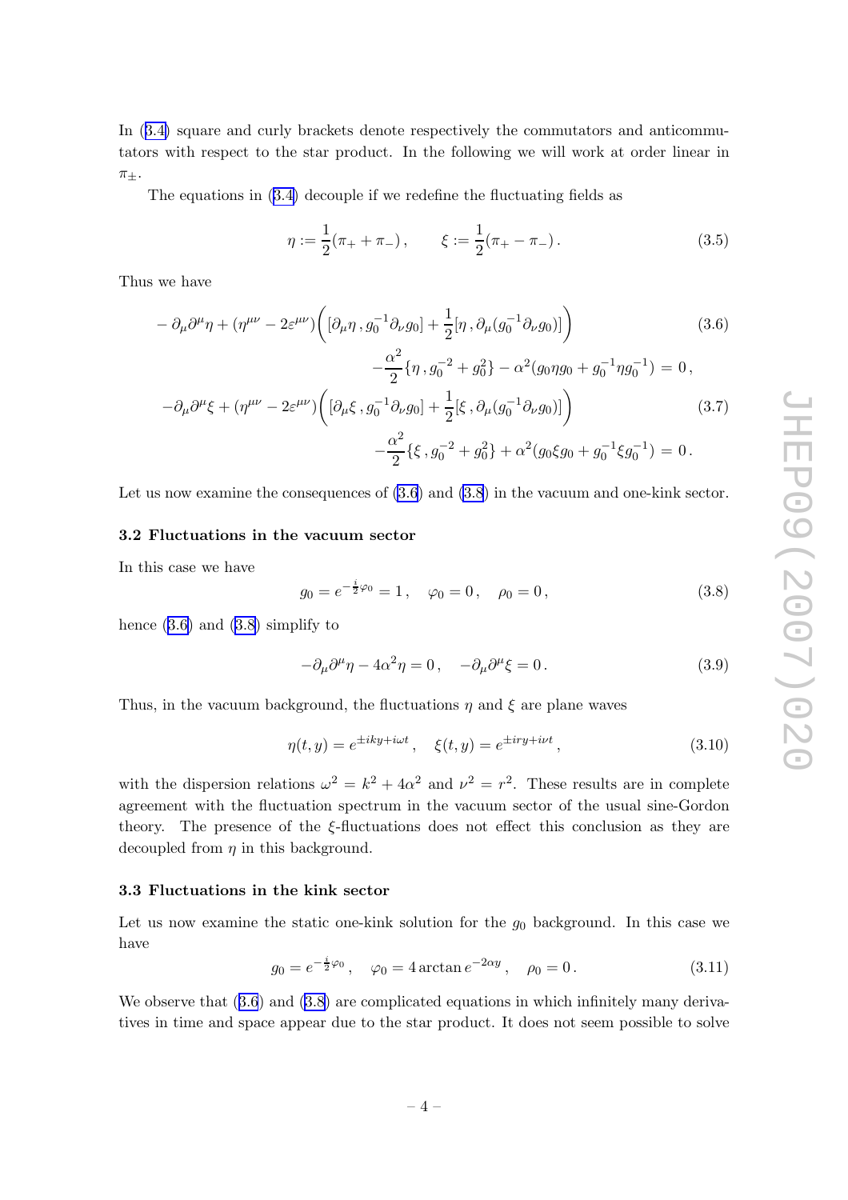In (3.4) square and curly brackets denote respectively the commutators and anticommutators with respect to the star product. In the following we will work at order linear in $\pi_\pm$.

The equations in (3.4) decouple if we redefine the fluctuating fields as

$$\eta := \frac{1}{2}(\pi_+ + \pi_-)\,, \qquad \xi := \frac{1}{2}(\pi_+ - \pi_-)\,. \tag{3.5}$$

Thus we have

$$\begin{aligned} -\partial_\mu\partial^\mu\eta + (\eta^{\mu\nu} - 2\varepsilon^{\mu\nu})\Big([\partial_\mu\eta\,, g_0^{-1}\partial_\nu g_0] + \frac{1}{2}[\eta\,, \partial_\mu(g_0^{-1}\partial_\nu g_0)]\Big) \\ -\frac{\alpha^2}{2}\{\eta\,, g_0^{-2} + g_0^2\} - \alpha^2(g_0\eta g_0 + g_0^{-1}\eta g_0^{-1}) = 0\,, \end{aligned} \tag{3.6}$$

$$\begin{aligned} -\partial_\mu\partial^\mu\xi + (\eta^{\mu\nu} - 2\varepsilon^{\mu\nu})\Big([\partial_\mu\xi\,, g_0^{-1}\partial_\nu g_0] + \frac{1}{2}[\xi\,, \partial_\mu(g_0^{-1}\partial_\nu g_0)]\Big) \\ -\frac{\alpha^2}{2}\{\xi\,, g_0^{-2} + g_0^2\} + \alpha^2(g_0\xi g_0 + g_0^{-1}\xi g_0^{-1}) = 0\,. \end{aligned} \tag{3.7}$$

Let us now examine the consequences of (3.6) and (3.8) in the vacuum and one-kink sector.

### 3.2 Fluctuations in the vacuum sector

In this case we have

$$g_0 = e^{-\frac{i}{2}\varphi_0} = 1\,, \quad \varphi_0 = 0\,, \quad \rho_0 = 0\,, \tag{3.8}$$

hence (3.6) and (3.8) simplify to

$$-\partial_\mu\partial^\mu\eta - 4\alpha^2\eta = 0\,, \quad -\partial_\mu\partial^\mu\xi = 0\,. \tag{3.9}$$

Thus, in the vacuum background, the fluctuations $\eta$ and $\xi$ are plane waves

$$\eta(t,y) = e^{\pm iky + i\omega t}\,, \quad \xi(t,y) = e^{\pm iry + i\nu t}\,, \tag{3.10}$$

with the dispersion relations $\omega^2 = k^2 + 4\alpha^2$ and $\nu^2 = r^2$. These results are in complete agreement with the fluctuation spectrum in the vacuum sector of the usual sine-Gordon theory. The presence of the $\xi$-fluctuations does not effect this conclusion as they are decoupled from $\eta$ in this background.

### 3.3 Fluctuations in the kink sector

Let us now examine the static one-kink solution for the $g_0$ background. In this case we have

$$g_0 = e^{-\frac{i}{2}\varphi_0}\,, \quad \varphi_0 = 4\arctan e^{-2\alpha y}\,, \quad \rho_0 = 0\,. \tag{3.11}$$

We observe that (3.6) and (3.8) are complicated equations in which infinitely many derivatives in time and space appear due to the star product. It does not seem possible to solve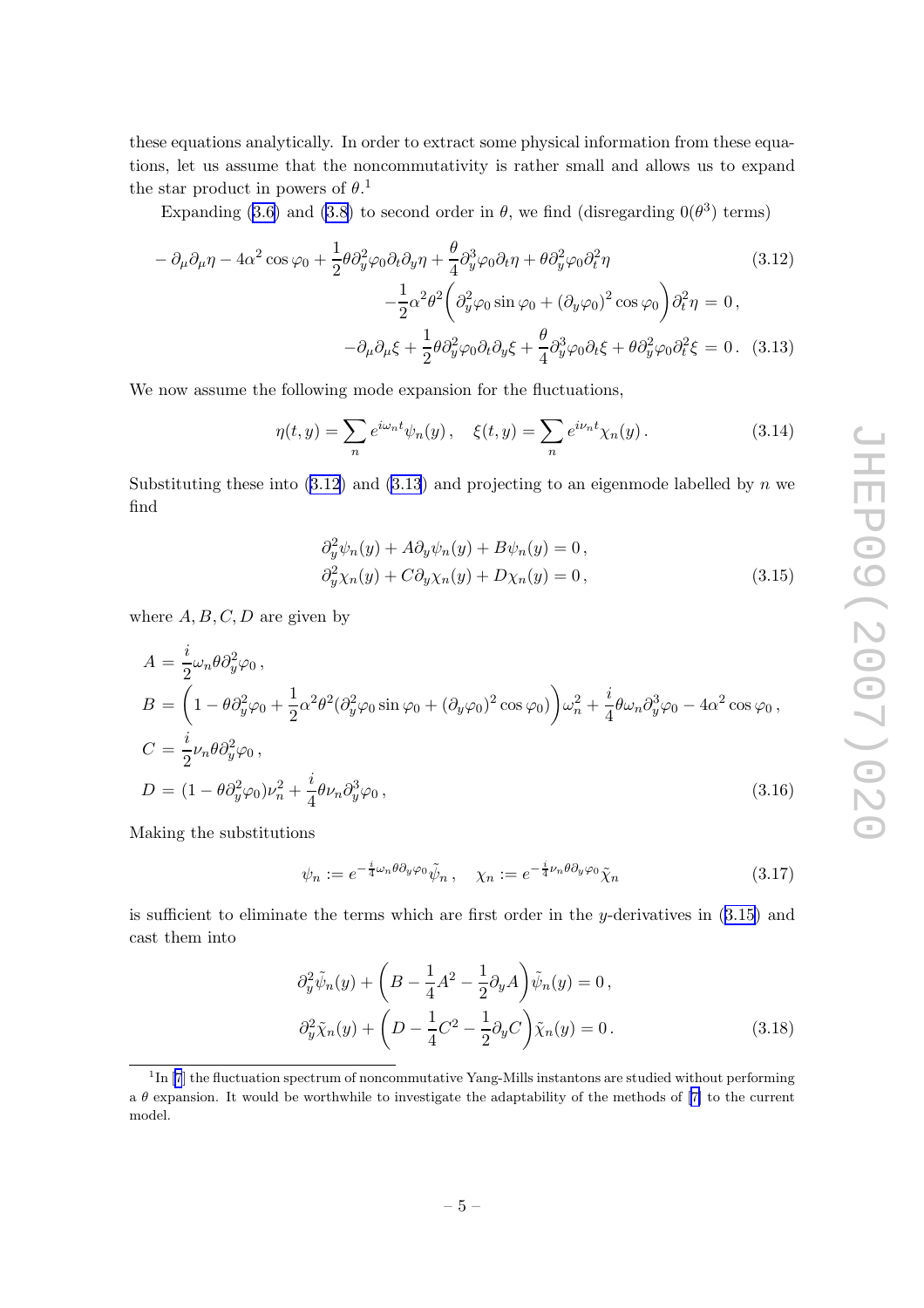these equations analytically. In order to extract some physical information from these equations, let us assume that the noncommutativity is rather small and allows us to expand the star product in powers of $\theta$.[1]

Expanding (3.6) and (3.8) to second order in $\theta$, we find (disregarding $0(\theta^3)$ terms)

$$
\begin{aligned}
-\partial_\mu\partial_\mu\eta - 4\alpha^2\cos\varphi_0 + \frac{1}{2}\theta\partial_y^2\varphi_0\partial_t\partial_y\eta + \frac{\theta}{4}\partial_y^3\varphi_0\partial_t\eta + \theta\partial_y^2\varphi_0\partial_t^2\eta \qquad\qquad (3.12)\\
-\frac{1}{2}\alpha^2\theta^2\Big(\partial_y^2\varphi_0\sin\varphi_0 + (\partial_y\varphi_0)^2\cos\varphi_0\Big)\partial_t^2\eta = 0\,,
\end{aligned}
$$

$$
-\partial_\mu\partial_\mu\xi + \frac{1}{2}\theta\partial_y^2\varphi_0\partial_t\partial_y\xi + \frac{\theta}{4}\partial_y^3\varphi_0\partial_t\xi + \theta\partial_y^2\varphi_0\partial_t^2\xi = 0\,. \tag{3.13}
$$

We now assume the following mode expansion for the fluctuations,

$$
\eta(t,y) = \sum_n e^{i\omega_n t}\psi_n(y)\,,\quad \xi(t,y) = \sum_n e^{i\nu_n t}\chi_n(y)\,. \tag{3.14}
$$

Substituting these into (3.12) and (3.13) and projecting to an eigenmode labelled by $n$ we find

$$
\begin{aligned}
&\partial_y^2\psi_n(y) + A\partial_y\psi_n(y) + B\psi_n(y) = 0\,,\\
&\partial_y^2\chi_n(y) + C\partial_y\chi_n(y) + D\chi_n(y) = 0\,,
\end{aligned} \tag{3.15}
$$

where $A, B, C, D$ are given by

$$
\begin{aligned}
A &= \frac{i}{2}\omega_n\theta\partial_y^2\varphi_0\,,\\
B &= \Big(1 - \theta\partial_y^2\varphi_0 + \frac{1}{2}\alpha^2\theta^2(\partial_y^2\varphi_0\sin\varphi_0 + (\partial_y\varphi_0)^2\cos\varphi_0)\Big)\omega_n^2 + \frac{i}{4}\theta\omega_n\partial_y^3\varphi_0 - 4\alpha^2\cos\varphi_0\,,\\
C &= \frac{i}{2}\nu_n\theta\partial_y^2\varphi_0\,,\\
D &= (1 - \theta\partial_y^2\varphi_0)\nu_n^2 + \frac{i}{4}\theta\nu_n\partial_y^3\varphi_0\,,
\end{aligned} \tag{3.16}
$$

Making the substitutions

$$
\psi_n := e^{-\frac{i}{4}\omega_n\theta\partial_y\varphi_0}\tilde{\psi}_n\,,\quad \chi_n := e^{-\frac{i}{4}\nu_n\theta\partial_y\varphi_0}\tilde{\chi}_n \tag{3.17}
$$

is sufficient to eliminate the terms which are first order in the $y$-derivatives in (3.15) and cast them into

$$
\begin{aligned}
&\partial_y^2\tilde{\psi}_n(y) + \Big(B - \frac{1}{4}A^2 - \frac{1}{2}\partial_y A\Big)\tilde{\psi}_n(y) = 0\,,\\
&\partial_y^2\tilde{\chi}_n(y) + \Big(D - \frac{1}{4}C^2 - \frac{1}{2}\partial_y C\Big)\tilde{\chi}_n(y) = 0\,.
\end{aligned} \tag{3.18}
$$

---

[1] In [7] the fluctuation spectrum of noncommutative Yang-Mills instantons are studied without performing a $\theta$ expansion. It would be worthwhile to investigate the adaptability of the methods of [7] to the current model.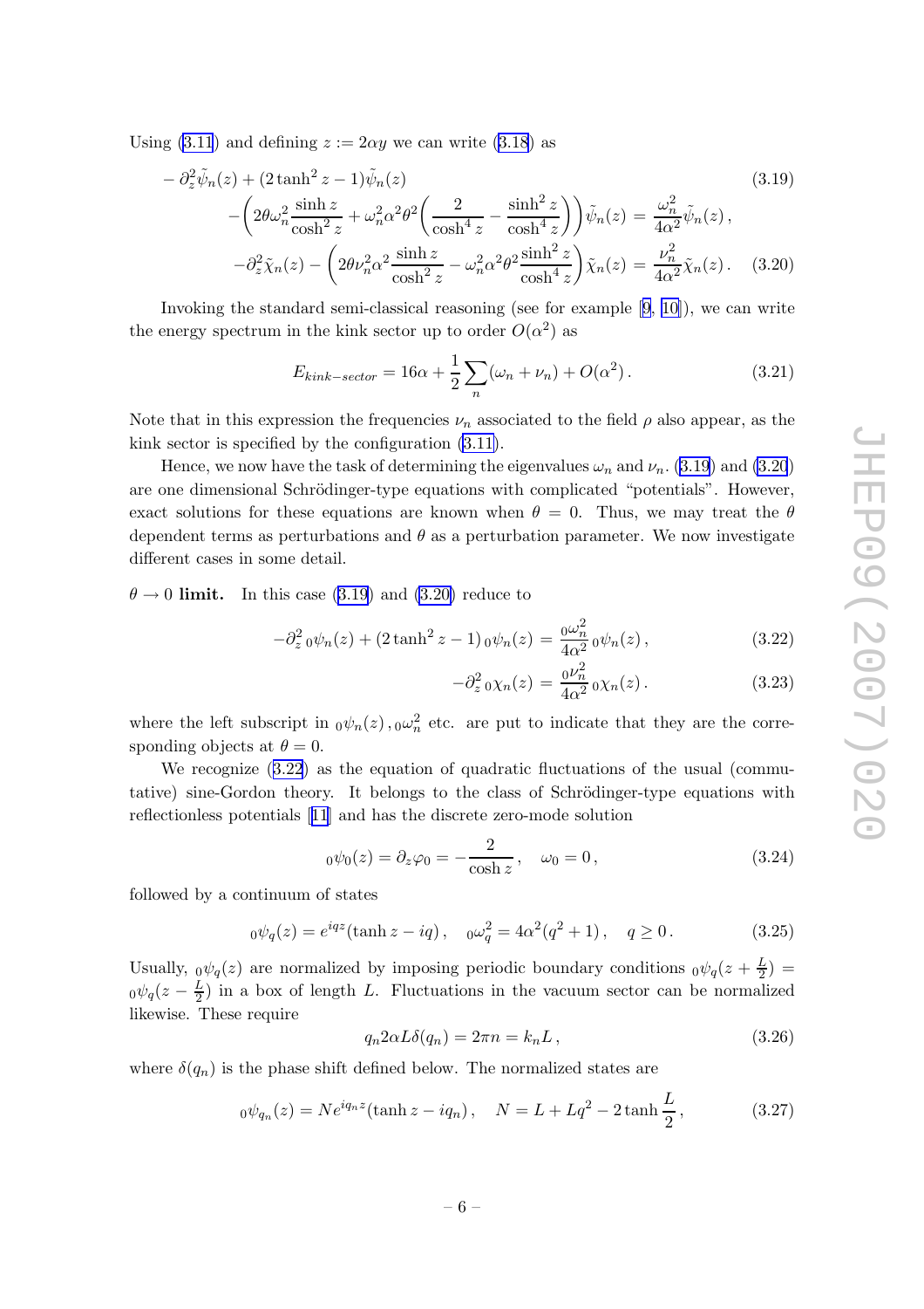Using (3.11) and defining $z := 2\alpha y$ we can write (3.18) as

$$
\begin{aligned}
&-\partial_z^2\tilde{\psi}_n(z) + (2\tanh^2 z - 1)\tilde{\psi}_n(z) \\
&\qquad -\left(2\theta\omega_n^2\frac{\sinh z}{\cosh^2 z} + \omega_n^2\alpha^2\theta^2\left(\frac{2}{\cosh^4 z} - \frac{\sinh^2 z}{\cosh^4 z}\right)\right)\tilde{\psi}_n(z) = \frac{\omega_n^2}{4\alpha^2}\tilde{\psi}_n(z)\,,
\end{aligned}
\tag{3.19}
$$

$$
-\partial_z^2\tilde{\chi}_n(z) - \left(2\theta\nu_n^2\alpha^2\frac{\sinh z}{\cosh^2 z} - \omega_n^2\alpha^2\theta^2\frac{\sinh^2 z}{\cosh^4 z}\right)\tilde{\chi}_n(z) = \frac{\nu_n^2}{4\alpha^2}\tilde{\chi}_n(z)\,. \tag{3.20}
$$

Invoking the standard semi-classical reasoning (see for example [9, 10]), we can write the energy spectrum in the kink sector up to order $O(\alpha^2)$ as

$$
E_{kink-sector} = 16\alpha + \frac{1}{2}\sum_n(\omega_n + \nu_n) + O(\alpha^2)\,. \tag{3.21}
$$

Note that in this expression the frequencies $\nu_n$ associated to the field $\rho$ also appear, as the kink sector is specified by the configuration (3.11).

Hence, we now have the task of determining the eigenvalues $\omega_n$ and $\nu_n$. (3.19) and (3.20) are one dimensional Schrödinger-type equations with complicated "potentials". However, exact solutions for these equations are known when $\theta = 0$. Thus, we may treat the $\theta$ dependent terms as perturbations and $\theta$ as a perturbation parameter. We now investigate different cases in some detail.

**$\theta \to 0$ limit.** In this case (3.19) and (3.20) reduce to

$$
-\partial_z^2\,{}_0\psi_n(z) + (2\tanh^2 z - 1)\,{}_0\psi_n(z) = \frac{{}_0\omega_n^2}{4\alpha^2}\,{}_0\psi_n(z)\,, \tag{3.22}
$$

$$
-\partial_z^2\,{}_0\chi_n(z) = \frac{{}_0\nu_n^2}{4\alpha^2}\,{}_0\chi_n(z)\,. \tag{3.23}
$$

where the left subscript in ${}_0\psi_n(z)\,, {}_0\omega_n^2$ etc. are put to indicate that they are the corresponding objects at $\theta = 0$.

We recognize (3.22) as the equation of quadratic fluctuations of the usual (commutative) sine-Gordon theory. It belongs to the class of Schrödinger-type equations with reflectionless potentials [11] and has the discrete zero-mode solution

$$
{}_0\psi_0(z) = \partial_z\varphi_0 = -\frac{2}{\cosh z}\,, \quad \omega_0 = 0\,, \tag{3.24}
$$

followed by a continuum of states

$$
{}_0\psi_q(z) = e^{iqz}(\tanh z - iq)\,, \quad {}_0\omega_q^2 = 4\alpha^2(q^2+1)\,, \quad q \geq 0\,. \tag{3.25}
$$

Usually, ${}_0\psi_q(z)$ are normalized by imposing periodic boundary conditions ${}_0\psi_q(z + \frac{L}{2}) = {}_0\psi_q(z - \frac{L}{2})$ in a box of length $L$. Fluctuations in the vacuum sector can be normalized likewise. These require

$$
q_n 2\alpha L\delta(q_n) = 2\pi n = k_n L\,, \tag{3.26}
$$

where $\delta(q_n)$ is the phase shift defined below. The normalized states are

$$
{}_0\psi_{q_n}(z) = Ne^{iq_n z}(\tanh z - iq_n)\,, \quad N = L + Lq^2 - 2\tanh\frac{L}{2}\,, \tag{3.27}
$$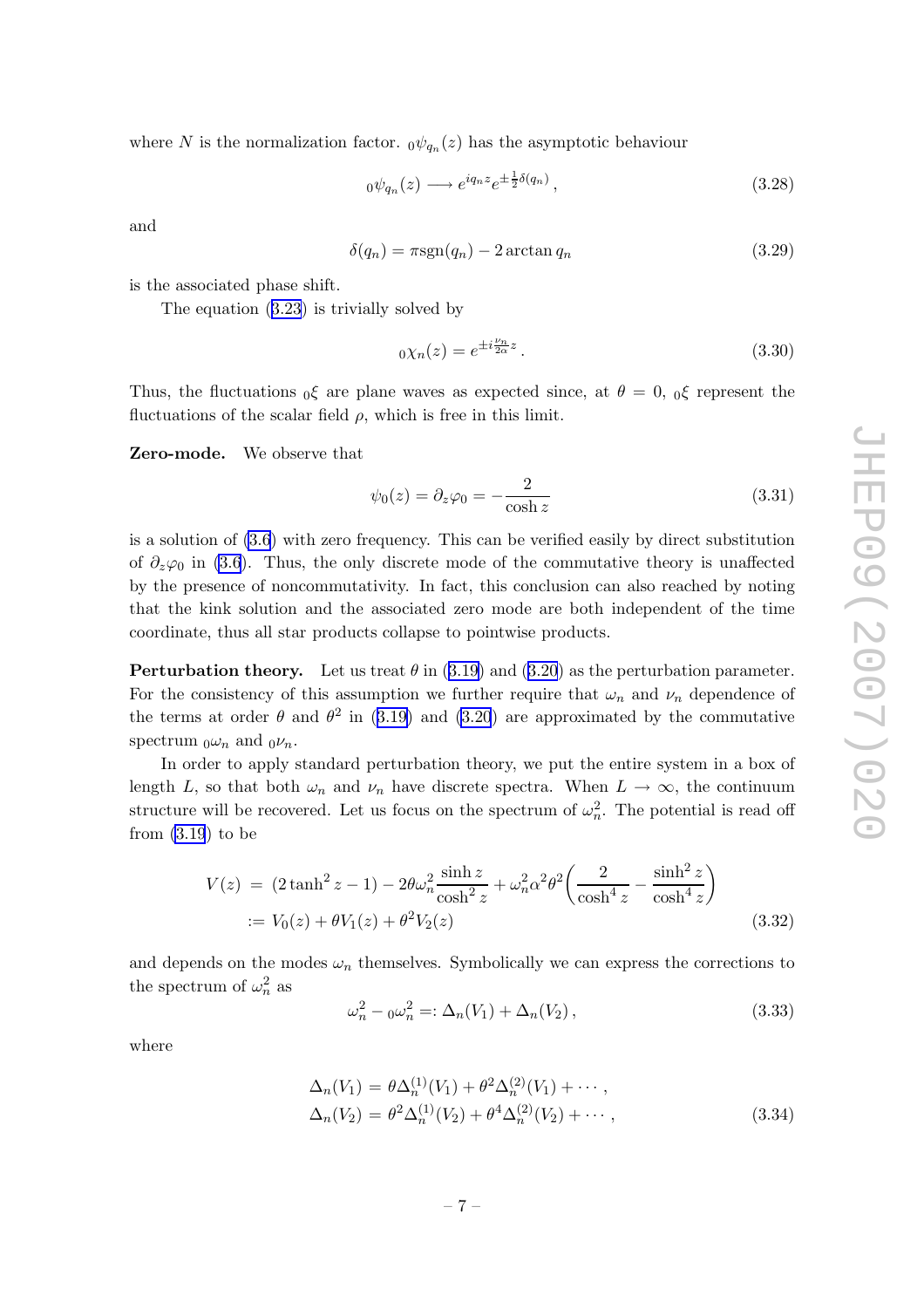where $N$ is the normalization factor. ${}_0\psi_{q_n}(z)$ has the asymptotic behaviour

$$
{}_0\psi_{q_n}(z) \longrightarrow e^{iq_n z} e^{\pm \frac{1}{2}\delta(q_n)}, \tag{3.28}
$$

and

$$
\delta(q_n) = \pi \operatorname{sgn}(q_n) - 2 \arctan q_n \tag{3.29}
$$

is the associated phase shift.

The equation (3.23) is trivially solved by

$$
{}_0\chi_n(z) = e^{\pm i \frac{\nu_n}{2\alpha} z}. \tag{3.30}
$$

Thus, the fluctuations ${}_0\xi$ are plane waves as expected since, at $\theta = 0$, ${}_0\xi$ represent the fluctuations of the scalar field $\rho$, which is free in this limit.

**Zero-mode.** We observe that

$$
\psi_0(z) = \partial_z \varphi_0 = -\frac{2}{\cosh z} \tag{3.31}
$$

is a solution of (3.6) with zero frequency. This can be verified easily by direct substitution of $\partial_z \varphi_0$ in (3.6). Thus, the only discrete mode of the commutative theory is unaffected by the presence of noncommutativity. In fact, this conclusion can also reached by noting that the kink solution and the associated zero mode are both independent of the time coordinate, thus all star products collapse to pointwise products.

**Perturbation theory.** Let us treat $\theta$ in (3.19) and (3.20) as the perturbation parameter. For the consistency of this assumption we further require that $\omega_n$ and $\nu_n$ dependence of the terms at order $\theta$ and $\theta^2$ in (3.19) and (3.20) are approximated by the commutative spectrum ${}_0\omega_n$ and ${}_0\nu_n$.

In order to apply standard perturbation theory, we put the entire system in a box of length $L$, so that both $\omega_n$ and $\nu_n$ have discrete spectra. When $L \to \infty$, the continuum structure will be recovered. Let us focus on the spectrum of $\omega_n^2$. The potential is read off from (3.19) to be

$$
\begin{aligned}
V(z) &= (2\tanh^2 z - 1) - 2\theta \omega_n^2 \frac{\sinh z}{\cosh^2 z} + \omega_n^2 \alpha^2 \theta^2 \left( \frac{2}{\cosh^4 z} - \frac{\sinh^2 z}{\cosh^4 z} \right) \\
&:= V_0(z) + \theta V_1(z) + \theta^2 V_2(z)
\end{aligned} \tag{3.32}
$$

and depends on the modes $\omega_n$ themselves. Symbolically we can express the corrections to the spectrum of $\omega_n^2$ as

$$
\omega_n^2 - {}_0\omega_n^2 =: \Delta_n(V_1) + \Delta_n(V_2), \tag{3.33}
$$

where

$$
\begin{aligned}
\Delta_n(V_1) &= \theta \Delta_n^{(1)}(V_1) + \theta^2 \Delta_n^{(2)}(V_1) + \cdots, \\
\Delta_n(V_2) &= \theta^2 \Delta_n^{(1)}(V_2) + \theta^4 \Delta_n^{(2)}(V_2) + \cdots,
\end{aligned} \tag{3.34}
$$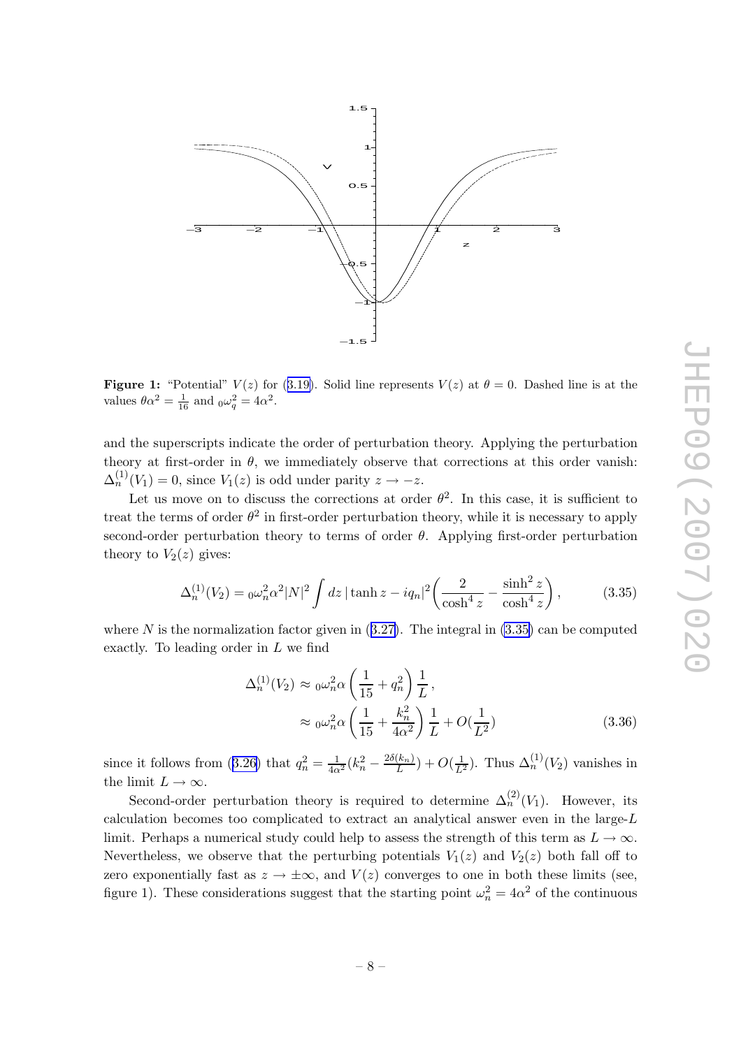**Figure 1:** "Potential" $V(z)$ for (3.19). Solid line represents $V(z)$ at $\theta = 0$. Dashed line is at the values $\theta\alpha^2 = \frac{1}{16}$ and ${}_0\omega_q^2 = 4\alpha^2$.

and the superscripts indicate the order of perturbation theory. Applying the perturbation theory at first-order in $\theta$, we immediately observe that corrections at this order vanish: $\Delta_n^{(1)}(V_1) = 0$, since $V_1(z)$ is odd under parity $z \to -z$.

Let us move on to discuss the corrections at order $\theta^2$. In this case, it is sufficient to treat the terms of order $\theta^2$ in first-order perturbation theory, while it is necessary to apply second-order perturbation theory to terms of order $\theta$. Applying first-order perturbation theory to $V_2(z)$ gives:

$$\Delta_n^{(1)}(V_2) = {}_0\omega_n^2 \alpha^2 |N|^2 \int dz \, |\tanh z - iq_n|^2 \left( \frac{2}{\cosh^4 z} - \frac{\sinh^2 z}{\cosh^4 z} \right), \tag{3.35}$$

where $N$ is the normalization factor given in (3.27). The integral in (3.35) can be computed exactly. To leading order in $L$ we find

$$\begin{aligned} \Delta_n^{(1)}(V_2) &\approx {}_0\omega_n^2 \alpha \left( \frac{1}{15} + q_n^2 \right) \frac{1}{L}, \\ &\approx {}_0\omega_n^2 \alpha \left( \frac{1}{15} + \frac{k_n^2}{4\alpha^2} \right) \frac{1}{L} + O(\frac{1}{L^2}) \end{aligned} \tag{3.36}$$

since it follows from (3.26) that $q_n^2 = \frac{1}{4\alpha^2}(k_n^2 - \frac{2\delta(k_n)}{L}) + O(\frac{1}{L^2})$. Thus $\Delta_n^{(1)}(V_2)$ vanishes in the limit $L \to \infty$.

Second-order perturbation theory is required to determine $\Delta_n^{(2)}(V_1)$. However, its calculation becomes too complicated to extract an analytical answer even in the large-$L$ limit. Perhaps a numerical study could help to assess the strength of this term as $L \to \infty$. Nevertheless, we observe that the perturbing potentials $V_1(z)$ and $V_2(z)$ both fall off to zero exponentially fast as $z \to \pm\infty$, and $V(z)$ converges to one in both these limits (see, figure 1). These considerations suggest that the starting point $\omega_n^2 = 4\alpha^2$ of the continuous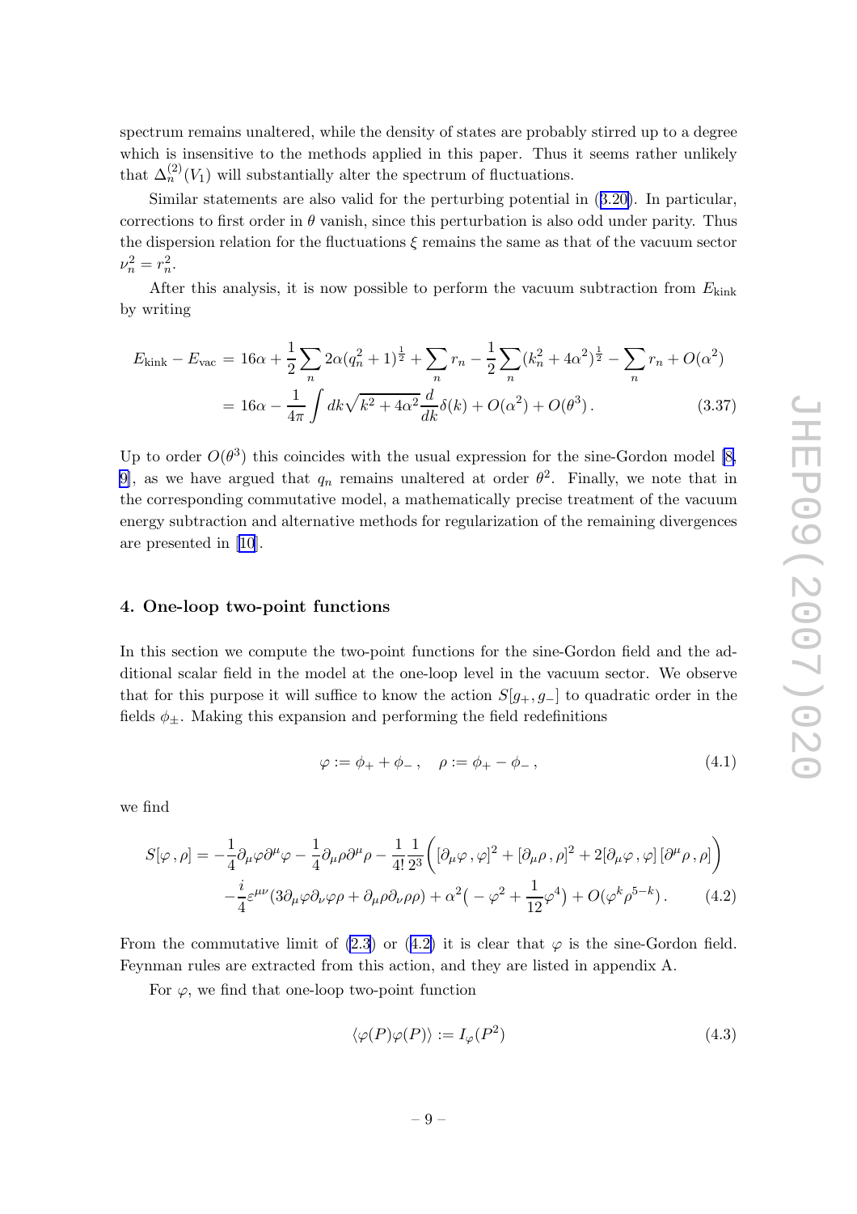spectrum remains unaltered, while the density of states are probably stirred up to a degree which is insensitive to the methods applied in this paper. Thus it seems rather unlikely that $\Delta_n^{(2)}(V_1)$ will substantially alter the spectrum of fluctuations.

Similar statements are also valid for the perturbing potential in (3.20). In particular, corrections to first order in $\theta$ vanish, since this perturbation is also odd under parity. Thus the dispersion relation for the fluctuations $\xi$ remains the same as that of the vacuum sector $\nu_n^2 = r_n^2$.

After this analysis, it is now possible to perform the vacuum subtraction from $E_{\rm kink}$ by writing

$$
\begin{aligned}
E_{\rm kink} - E_{\rm vac} &= 16\alpha + \frac{1}{2}\sum_n 2\alpha(q_n^2+1)^{\frac{1}{2}} + \sum_n r_n - \frac{1}{2}\sum_n (k_n^2+4\alpha^2)^{\frac{1}{2}} - \sum_n r_n + O(\alpha^2) \\
&= 16\alpha - \frac{1}{4\pi}\int dk \sqrt{k^2+4\alpha^2}\frac{d}{dk}\delta(k) + O(\alpha^2) + O(\theta^3)\,. \qquad (3.37)
\end{aligned}
$$

Up to order $O(\theta^3)$ this coincides with the usual expression for the sine-Gordon model [8, 9], as we have argued that $q_n$ remains unaltered at order $\theta^2$. Finally, we note that in the corresponding commutative model, a mathematically precise treatment of the vacuum energy subtraction and alternative methods for regularization of the remaining divergences are presented in [10].

## 4. One-loop two-point functions

In this section we compute the two-point functions for the sine-Gordon field and the additional scalar field in the model at the one-loop level in the vacuum sector. We observe that for this purpose it will suffice to know the action $S[g_+, g_-]$ to quadratic order in the fields $\phi_\pm$. Making this expansion and performing the field redefinitions

$$
\varphi := \phi_+ + \phi_-\,, \quad \rho := \phi_+ - \phi_-\,, \qquad (4.1)
$$

we find

$$
\begin{aligned}
S[\varphi\,,\rho] = &-\frac{1}{4}\partial_\mu\varphi\partial^\mu\varphi - \frac{1}{4}\partial_\mu\rho\partial^\mu\rho - \frac{1}{4!}\frac{1}{2^3}\Big([\partial_\mu\varphi\,,\varphi]^2 + [\partial_\mu\rho\,,\rho]^2 + 2[\partial_\mu\varphi\,,\varphi]\,[\partial^\mu\rho\,,\rho]\Big) \\
&-\frac{i}{4}\varepsilon^{\mu\nu}(3\partial_\mu\varphi\partial_\nu\varphi\rho + \partial_\mu\rho\partial_\nu\rho\rho) + \alpha^2\big(-\varphi^2 + \frac{1}{12}\varphi^4\big) + O(\varphi^k\rho^{5-k})\,. \qquad (4.2)
\end{aligned}
$$

From the commutative limit of (2.3) or (4.2) it is clear that $\varphi$ is the sine-Gordon field. Feynman rules are extracted from this action, and they are listed in appendix A.

For $\varphi$, we find that one-loop two-point function

$$
\langle\varphi(P)\varphi(P)\rangle := I_\varphi(P^2) \qquad (4.3)
$$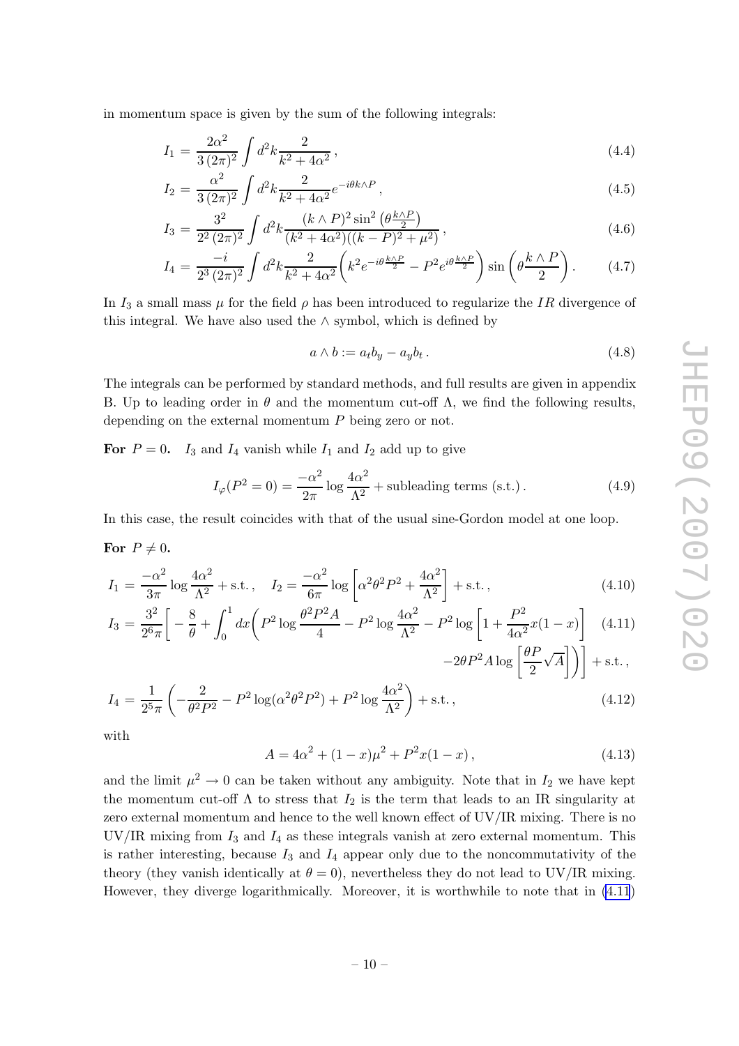in momentum space is given by the sum of the following integrals:

$$I_1 = \frac{2\alpha^2}{3\,(2\pi)^2} \int d^2k \frac{2}{k^2 + 4\alpha^2}\,, \tag{4.4}$$

$$I_2 = \frac{\alpha^2}{3\,(2\pi)^2} \int d^2k \frac{2}{k^2 + 4\alpha^2} e^{-i\theta k\wedge P}\,, \tag{4.5}$$

$$I_3 = \frac{3^2}{2^2\,(2\pi)^2} \int d^2k \frac{(k\wedge P)^2 \sin^2\left(\theta\frac{k\wedge P}{2}\right)}{(k^2+4\alpha^2)((k-P)^2+\mu^2)}\,, \tag{4.6}$$

$$I_4 = \frac{-i}{2^3\,(2\pi)^2} \int d^2k \frac{2}{k^2 + 4\alpha^2}\left(k^2 e^{-i\theta\frac{k\wedge P}{2}} - P^2 e^{i\theta\frac{k\wedge P}{2}}\right)\sin\left(\theta\frac{k\wedge P}{2}\right). \tag{4.7}$$

In $I_3$ a small mass $\mu$ for the field $\rho$ has been introduced to regularize the $IR$ divergence of this integral. We have also used the $\wedge$ symbol, which is defined by

$$a\wedge b := a_t b_y - a_y b_t\,. \tag{4.8}$$

The integrals can be performed by standard methods, and full results are given in appendix B. Up to leading order in $\theta$ and the momentum cut-off $\Lambda$, we find the following results, depending on the external momentum $P$ being zero or not.

**For** $P = 0$. $I_3$ and $I_4$ vanish while $I_1$ and $I_2$ add up to give

$$I_\varphi(P^2 = 0) = \frac{-\alpha^2}{2\pi}\log\frac{4\alpha^2}{\Lambda^2} + \text{subleading terms (s.t.)}\,. \tag{4.9}$$

In this case, the result coincides with that of the usual sine-Gordon model at one loop.

**For** $P \neq 0$.

$$I_1 = \frac{-\alpha^2}{3\pi}\log\frac{4\alpha^2}{\Lambda^2} + \text{s.t.}\,, \quad I_2 = \frac{-\alpha^2}{6\pi}\log\left[\alpha^2\theta^2P^2 + \frac{4\alpha^2}{\Lambda^2}\right] + \text{s.t.}\,, \tag{4.10}$$

$$I_3 = \frac{3^2}{2^6\pi}\left[-\frac{8}{\theta} + \int_0^1 dx\left(P^2\log\frac{\theta^2P^2A}{4} - P^2\log\frac{4\alpha^2}{\Lambda^2} - P^2\log\left[1+\frac{P^2}{4\alpha^2}x(1-x)\right]\right.\right.$$
$$\left.\left. -2\theta P^2 A\log\left[\frac{\theta P}{2}\sqrt{A}\right]\right)\right] + \text{s.t.}\,, \tag{4.11}$$

$$I_4 = \frac{1}{2^5\pi}\left(-\frac{2}{\theta^2P^2} - P^2\log(\alpha^2\theta^2P^2) + P^2\log\frac{4\alpha^2}{\Lambda^2}\right) + \text{s.t.}\,, \tag{4.12}$$

with

$$A = 4\alpha^2 + (1-x)\mu^2 + P^2x(1-x)\,, \tag{4.13}$$

and the limit $\mu^2 \to 0$ can be taken without any ambiguity. Note that in $I_2$ we have kept the momentum cut-off $\Lambda$ to stress that $I_2$ is the term that leads to an IR singularity at zero external momentum and hence to the well known effect of UV/IR mixing. There is no UV/IR mixing from $I_3$ and $I_4$ as these integrals vanish at zero external momentum. This is rather interesting, because $I_3$ and $I_4$ appear only due to the noncommutativity of the theory (they vanish identically at $\theta = 0$), nevertheless they do not lead to UV/IR mixing. However, they diverge logarithmically. Moreover, it is worthwhile to note that in (4.11)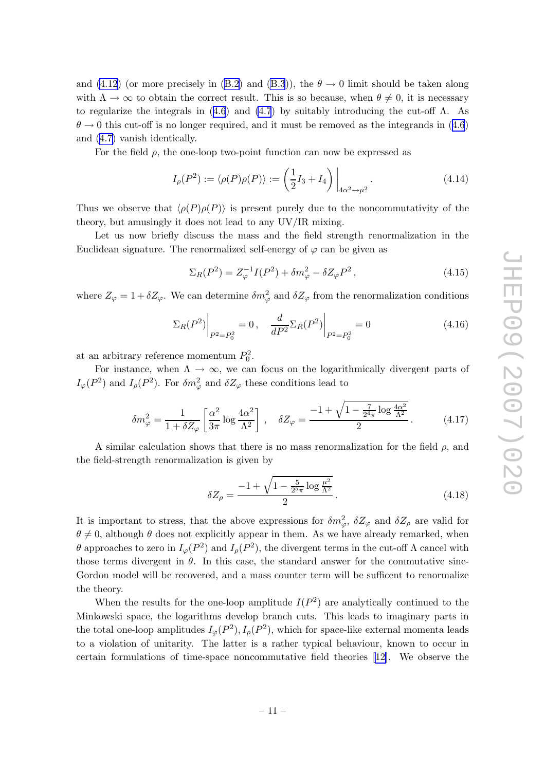and (4.12) (or more precisely in (B.2) and (B.3)), the $\theta \to 0$ limit should be taken along with $\Lambda \to \infty$ to obtain the correct result. This is so because, when $\theta \neq 0$, it is necessary to regularize the integrals in (4.6) and (4.7) by suitably introducing the cut-off $\Lambda$. As $\theta \to 0$ this cut-off is no longer required, and it must be removed as the integrands in (4.6) and (4.7) vanish identically.

For the field $\rho$, the one-loop two-point function can now be expressed as

$$I_\rho(P^2) := \langle \rho(P)\rho(P)\rangle := \left(\frac{1}{2}I_3 + I_4\right)\Bigg|_{4\alpha^2 \to \mu^2} . \tag{4.14}$$

Thus we observe that $\langle \rho(P)\rho(P)\rangle$ is present purely due to the noncommutativity of the theory, but amusingly it does not lead to any UV/IR mixing.

Let us now briefly discuss the mass and the field strength renormalization in the Euclidean signature. The renormalized self-energy of $\varphi$ can be given as

$$\Sigma_R(P^2) = Z_\varphi^{-1} I(P^2) + \delta m_\varphi^2 - \delta Z_\varphi P^2 , \tag{4.15}$$

where $Z_\varphi = 1 + \delta Z_\varphi$. We can determine $\delta m_\varphi^2$ and $\delta Z_\varphi$ from the renormalization conditions

$$\Sigma_R(P^2)\Bigg|_{P^2 = P_0^2} = 0 , \quad \frac{d}{dP^2}\Sigma_R(P^2)\Bigg|_{P^2 = P_0^2} = 0 \tag{4.16}$$

at an arbitrary reference momentum $P_0^2$.

For instance, when $\Lambda \to \infty$, we can focus on the logarithmically divergent parts of $I_\varphi(P^2)$ and $I_\rho(P^2)$. For $\delta m_\varphi^2$ and $\delta Z_\varphi$ these conditions lead to

$$\delta m_\varphi^2 = \frac{1}{1+\delta Z_\varphi}\left[\frac{\alpha^2}{3\pi}\log\frac{4\alpha^2}{\Lambda^2}\right] , \quad \delta Z_\varphi = \frac{-1+\sqrt{1-\frac{7}{2^4\pi}\log\frac{4\alpha^2}{\Lambda^2}}}{2} . \tag{4.17}$$

A similar calculation shows that there is no mass renormalization for the field $\rho$, and the field-strength renormalization is given by

$$\delta Z_\rho = \frac{-1+\sqrt{1-\frac{5}{2^5\pi}\log\frac{\mu^2}{\Lambda^2}}}{2} . \tag{4.18}$$

It is important to stress, that the above expressions for $\delta m_\varphi^2$, $\delta Z_\varphi$ and $\delta Z_\rho$ are valid for $\theta \neq 0$, although $\theta$ does not explicitly appear in them. As we have already remarked, when $\theta$ approaches to zero in $I_\varphi(P^2)$ and $I_\rho(P^2)$, the divergent terms in the cut-off $\Lambda$ cancel with those terms divergent in $\theta$. In this case, the standard answer for the commutative sine-Gordon model will be recovered, and a mass counter term will be sufficent to renormalize the theory.

When the results for the one-loop amplitude $I(P^2)$ are analytically continued to the Minkowski space, the logarithms develop branch cuts. This leads to imaginary parts in the total one-loop amplitudes $I_\varphi(P^2), I_\rho(P^2)$, which for space-like external momenta leads to a violation of unitarity. The latter is a rather typical behaviour, known to occur in certain formulations of time-space noncommutative field theories [12]. We observe the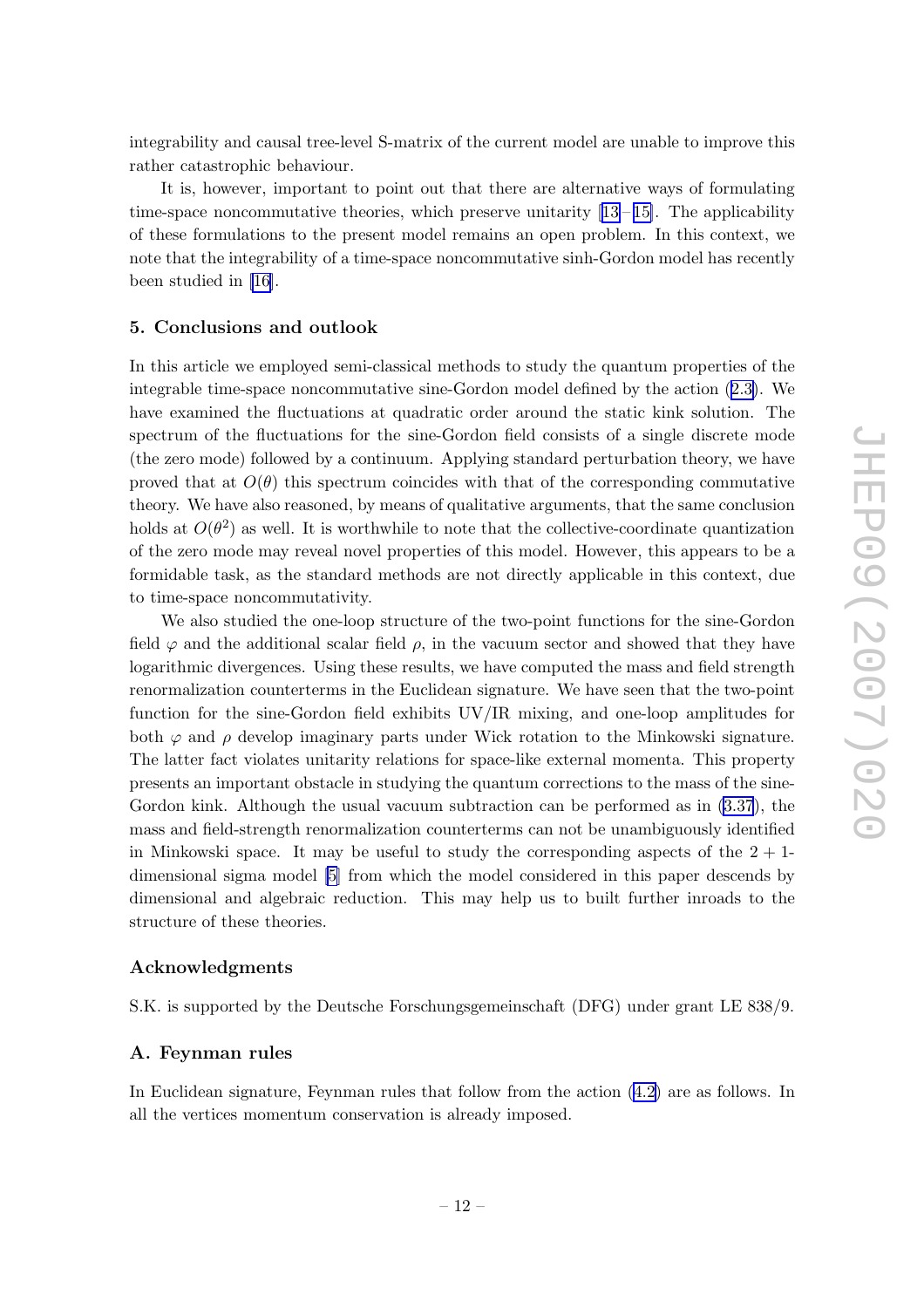integrability and causal tree-level S-matrix of the current model are unable to improve this rather catastrophic behaviour.

It is, however, important to point out that there are alternative ways of formulating time-space noncommutative theories, which preserve unitarity [13–15]. The applicability of these formulations to the present model remains an open problem. In this context, we note that the integrability of a time-space noncommutative sinh-Gordon model has recently been studied in [16].

## 5. Conclusions and outlook

In this article we employed semi-classical methods to study the quantum properties of the integrable time-space noncommutative sine-Gordon model defined by the action (2.3). We have examined the fluctuations at quadratic order around the static kink solution. The spectrum of the fluctuations for the sine-Gordon field consists of a single discrete mode (the zero mode) followed by a continuum. Applying standard perturbation theory, we have proved that at $O(\theta)$ this spectrum coincides with that of the corresponding commutative theory. We have also reasoned, by means of qualitative arguments, that the same conclusion holds at $O(\theta^2)$ as well. It is worthwhile to note that the collective-coordinate quantization of the zero mode may reveal novel properties of this model. However, this appears to be a formidable task, as the standard methods are not directly applicable in this context, due to time-space noncommutativity.

We also studied the one-loop structure of the two-point functions for the sine-Gordon field $\varphi$ and the additional scalar field $\rho$, in the vacuum sector and showed that they have logarithmic divergences. Using these results, we have computed the mass and field strength renormalization counterterms in the Euclidean signature. We have seen that the two-point function for the sine-Gordon field exhibits UV/IR mixing, and one-loop amplitudes for both $\varphi$ and $\rho$ develop imaginary parts under Wick rotation to the Minkowski signature. The latter fact violates unitarity relations for space-like external momenta. This property presents an important obstacle in studying the quantum corrections to the mass of the sine-Gordon kink. Although the usual vacuum subtraction can be performed as in (3.37), the mass and field-strength renormalization counterterms can not be unambiguously identified in Minkowski space. It may be useful to study the corresponding aspects of the $2+1$-dimensional sigma model [5] from which the model considered in this paper descends by dimensional and algebraic reduction. This may help us to built further inroads to the structure of these theories.

## Acknowledgments

S.K. is supported by the Deutsche Forschungsgemeinschaft (DFG) under grant LE 838/9.

## A. Feynman rules

In Euclidean signature, Feynman rules that follow from the action (4.2) are as follows. In all the vertices momentum conservation is already imposed.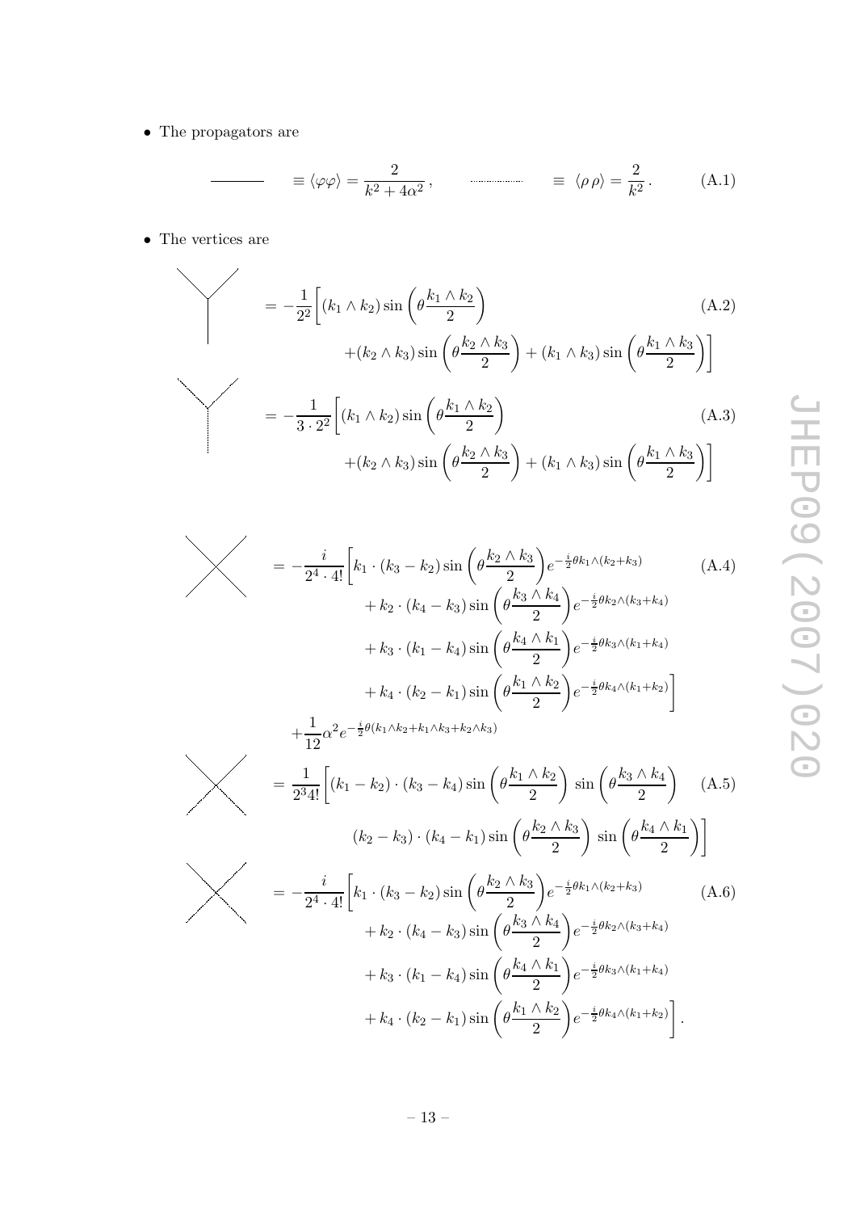- The propagators are

$$\text{———} \equiv \langle \varphi\varphi \rangle = \frac{2}{k^2 + 4\alpha^2}\,, \qquad \cdots\cdots \equiv \langle \rho\,\rho \rangle = \frac{2}{k^2}\,. \tag{A.1}$$

- The vertices are

$$= -\frac{1}{2^2}\bigg[(k_1 \wedge k_2)\sin\left(\theta\frac{k_1 \wedge k_2}{2}\right) + (k_2 \wedge k_3)\sin\left(\theta\frac{k_2 \wedge k_3}{2}\right) + (k_1 \wedge k_3)\sin\left(\theta\frac{k_1 \wedge k_3}{2}\right)\bigg] \tag{A.2}$$

$$= -\frac{1}{3 \cdot 2^2}\bigg[(k_1 \wedge k_2)\sin\left(\theta\frac{k_1 \wedge k_2}{2}\right) + (k_2 \wedge k_3)\sin\left(\theta\frac{k_2 \wedge k_3}{2}\right) + (k_1 \wedge k_3)\sin\left(\theta\frac{k_1 \wedge k_3}{2}\right)\bigg] \tag{A.3}$$

$$\begin{aligned} = -\frac{i}{2^4 \cdot 4!}\bigg[ & k_1 \cdot (k_3 - k_2)\sin\left(\theta\frac{k_2 \wedge k_3}{2}\right)e^{-\frac{i}{2}\theta k_1 \wedge (k_2 + k_3)} \\ & + k_2 \cdot (k_4 - k_3)\sin\left(\theta\frac{k_3 \wedge k_4}{2}\right)e^{-\frac{i}{2}\theta k_2 \wedge (k_3 + k_4)} \\ & + k_3 \cdot (k_1 - k_4)\sin\left(\theta\frac{k_4 \wedge k_1}{2}\right)e^{-\frac{i}{2}\theta k_3 \wedge (k_1 + k_4)} \\ & + k_4 \cdot (k_2 - k_1)\sin\left(\theta\frac{k_1 \wedge k_2}{2}\right)e^{-\frac{i}{2}\theta k_4 \wedge (k_1 + k_2)}\bigg] \\ & + \frac{1}{12}\alpha^2 e^{-\frac{i}{2}\theta(k_1 \wedge k_2 + k_1 \wedge k_3 + k_2 \wedge k_3)} \end{aligned} \tag{A.4}$$

$$= \frac{1}{2^3 4!}\bigg[(k_1 - k_2)\cdot(k_3 - k_4)\sin\left(\theta\frac{k_1 \wedge k_2}{2}\right)\,\sin\left(\theta\frac{k_3 \wedge k_4}{2}\right) \quad (k_2 - k_3)\cdot(k_4 - k_1)\sin\left(\theta\frac{k_2 \wedge k_3}{2}\right)\,\sin\left(\theta\frac{k_4 \wedge k_1}{2}\right)\bigg] \tag{A.5}$$

$$\begin{aligned} = -\frac{i}{2^4 \cdot 4!}\bigg[ & k_1 \cdot (k_3 - k_2)\sin\left(\theta\frac{k_2 \wedge k_3}{2}\right)e^{-\frac{i}{2}\theta k_1 \wedge (k_2 + k_3)} \\ & + k_2 \cdot (k_4 - k_3)\sin\left(\theta\frac{k_3 \wedge k_4}{2}\right)e^{-\frac{i}{2}\theta k_2 \wedge (k_3 + k_4)} \\ & + k_3 \cdot (k_1 - k_4)\sin\left(\theta\frac{k_4 \wedge k_1}{2}\right)e^{-\frac{i}{2}\theta k_3 \wedge (k_1 + k_4)} \\ & + k_4 \cdot (k_2 - k_1)\sin\left(\theta\frac{k_1 \wedge k_2}{2}\right)e^{-\frac{i}{2}\theta k_4 \wedge (k_1 + k_2)}\bigg]. \end{aligned} \tag{A.6}$$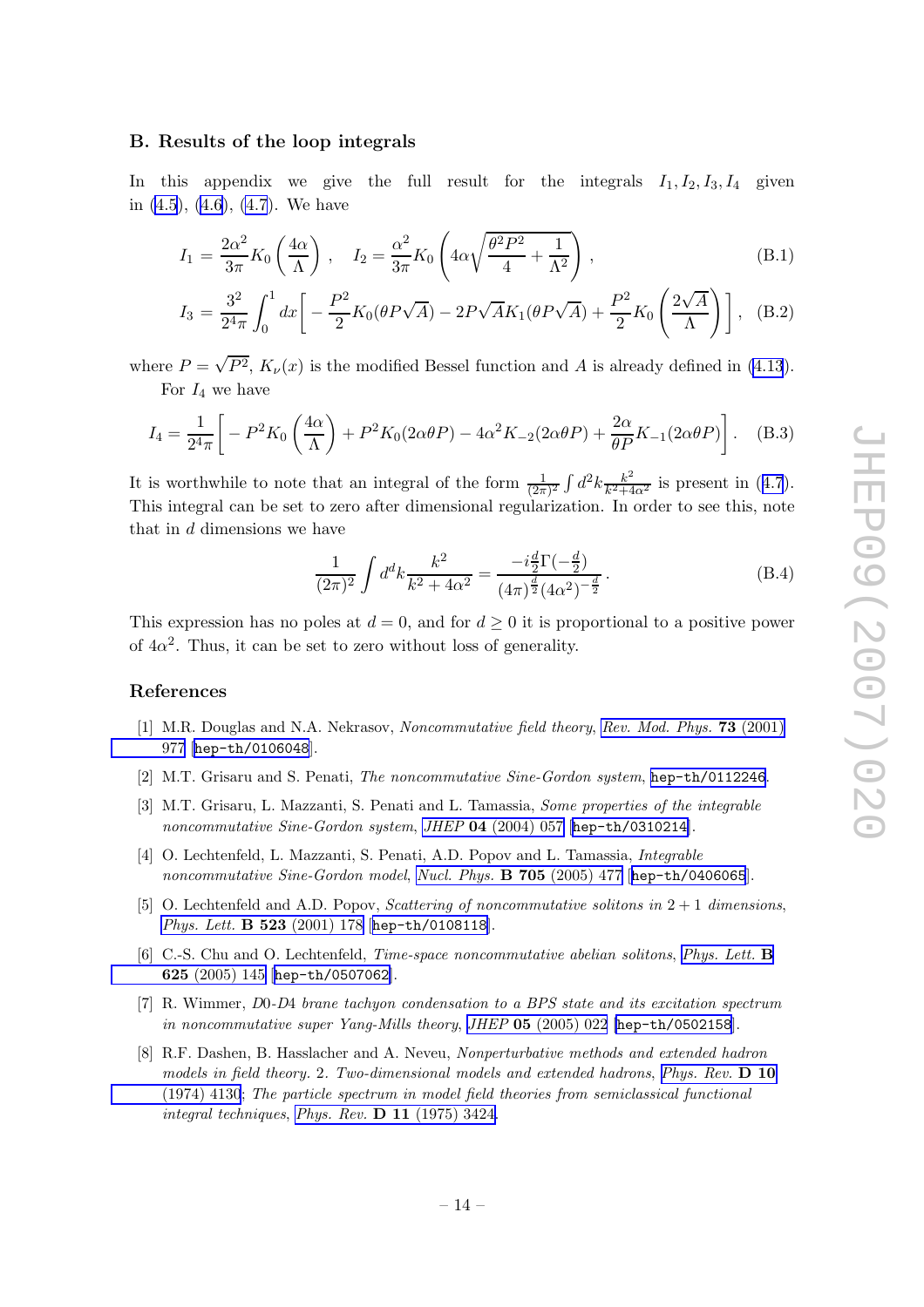## B. Results of the loop integrals

In this appendix we give the full result for the integrals $I_1, I_2, I_3, I_4$ given in (4.5), (4.6), (4.7). We have

$$I_1 = \frac{2\alpha^2}{3\pi} K_0\left(\frac{4\alpha}{\Lambda}\right) , \quad I_2 = \frac{\alpha^2}{3\pi} K_0\left(4\alpha\sqrt{\frac{\theta^2 P^2}{4} + \frac{1}{\Lambda^2}}\right) , \tag{B.1}$$

$$I_3 = \frac{3^2}{2^4\pi}\int_0^1 dx\left[ -\frac{P^2}{2}K_0(\theta P\sqrt{A}) - 2P\sqrt{A}K_1(\theta P\sqrt{A}) + \frac{P^2}{2}K_0\left(\frac{2\sqrt{A}}{\Lambda}\right)\right] , \tag{B.2}$$

where $P = \sqrt{P^2}$, $K_\nu(x)$ is the modified Bessel function and $A$ is already defined in (4.13).

For $I_4$ we have

$$I_4 = \frac{1}{2^4\pi}\left[ -P^2 K_0\left(\frac{4\alpha}{\Lambda}\right) + P^2 K_0(2\alpha\theta P) - 4\alpha^2 K_{-2}(2\alpha\theta P) + \frac{2\alpha}{\theta P}K_{-1}(2\alpha\theta P)\right] . \tag{B.3}$$

It is worthwhile to note that an integral of the form $\frac{1}{(2\pi)^2}\int d^2k \frac{k^2}{k^2+4\alpha^2}$ is present in (4.7). This integral can be set to zero after dimensional regularization. In order to see this, note that in $d$ dimensions we have

$$\frac{1}{(2\pi)^2}\int d^dk \frac{k^2}{k^2+4\alpha^2} = \frac{-i\frac{d}{2}\Gamma(-\frac{d}{2})}{(4\pi)^{\frac{d}{2}}(4\alpha^2)^{-\frac{d}{2}}} . \tag{B.4}$$

This expression has no poles at $d = 0$, and for $d \geq 0$ it is proportional to a positive power of $4\alpha^2$. Thus, it can be set to zero without loss of generality.

## References

[1] M.R. Douglas and N.A. Nekrasov, *Noncommutative field theory*, *Rev. Mod. Phys.* **73** (2001) 977 [hep-th/0106048].

[2] M.T. Grisaru and S. Penati, *The noncommutative Sine-Gordon system*, hep-th/0112246.

[3] M.T. Grisaru, L. Mazzanti, S. Penati and L. Tamassia, *Some properties of the integrable noncommutative Sine-Gordon system*, *JHEP* **04** (2004) 057 [hep-th/0310214].

[4] O. Lechtenfeld, L. Mazzanti, S. Penati, A.D. Popov and L. Tamassia, *Integrable noncommutative Sine-Gordon model*, *Nucl. Phys.* **B 705** (2005) 477 [hep-th/0406065].

[5] O. Lechtenfeld and A.D. Popov, *Scattering of noncommutative solitons in 2 + 1 dimensions*, *Phys. Lett.* **B 523** (2001) 178 [hep-th/0108118].

[6] C.-S. Chu and O. Lechtenfeld, *Time-space noncommutative abelian solitons*, *Phys. Lett.* **B 625** (2005) 145 [hep-th/0507062].

[7] R. Wimmer, *D0-D4 brane tachyon condensation to a BPS state and its excitation spectrum in noncommutative super Yang-Mills theory*, *JHEP* **05** (2005) 022 [hep-th/0502158].

[8] R.F. Dashen, B. Hasslacher and A. Neveu, *Nonperturbative methods and extended hadron models in field theory. 2. Two-dimensional models and extended hadrons*, *Phys. Rev.* **D 10** (1974) 4130; *The particle spectrum in model field theories from semiclassical functional integral techniques*, *Phys. Rev.* **D 11** (1975) 3424.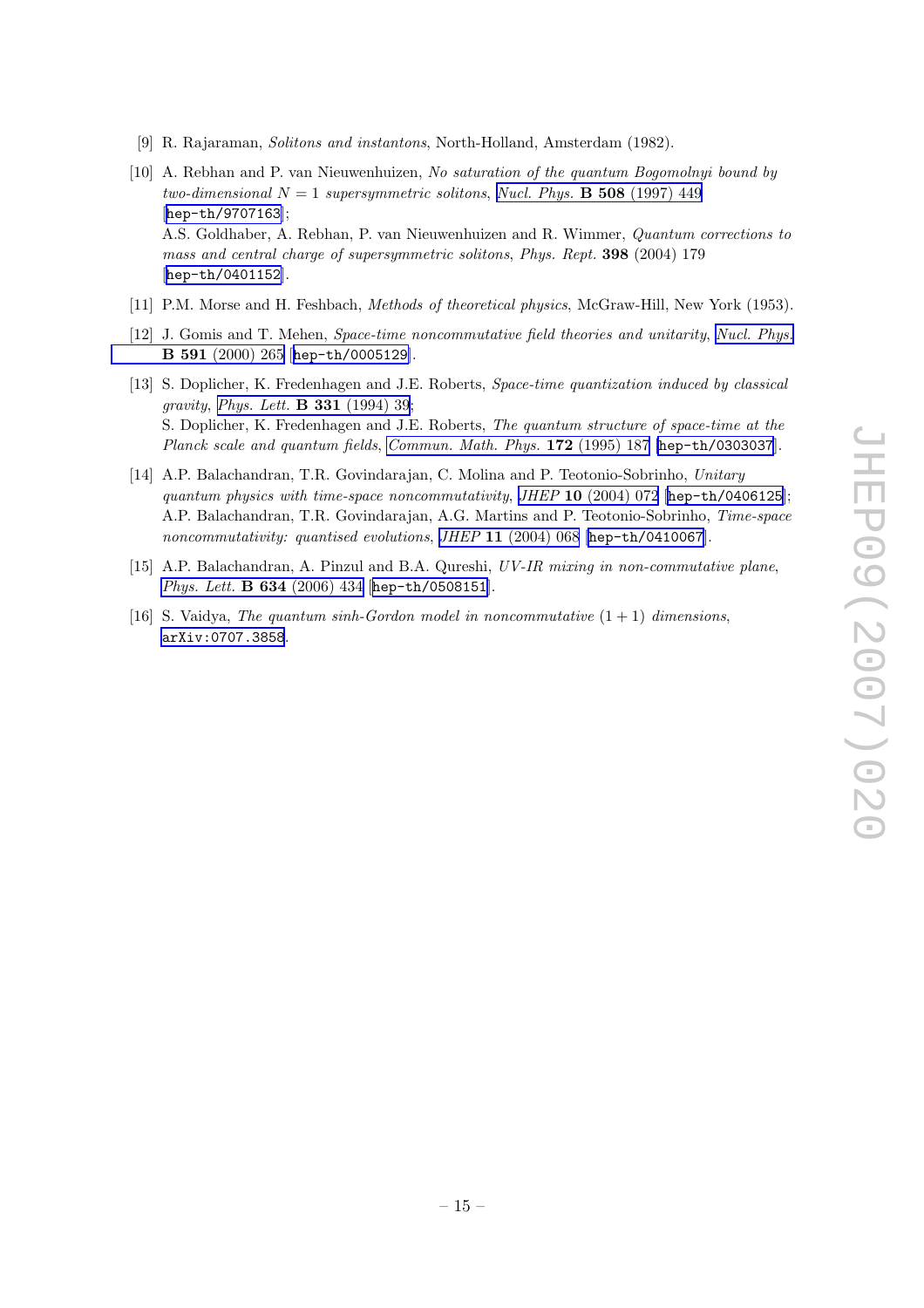[9] R. Rajaraman, *Solitons and instantons*, North-Holland, Amsterdam (1982).

[10] A. Rebhan and P. van Nieuwenhuizen, *No saturation of the quantum Bogomolnyi bound by two-dimensional $N = 1$ supersymmetric solitons*, Nucl. Phys. **B 508** (1997) 449 [hep-th/9707163];
A.S. Goldhaber, A. Rebhan, P. van Nieuwenhuizen and R. Wimmer, *Quantum corrections to mass and central charge of supersymmetric solitons*, Phys. Rept. **398** (2004) 179 [hep-th/0401152].

[11] P.M. Morse and H. Feshbach, *Methods of theoretical physics*, McGraw-Hill, New York (1953).

[12] J. Gomis and T. Mehen, *Space-time noncommutative field theories and unitarity*, Nucl. Phys. **B 591** (2000) 265 [hep-th/0005129].

[13] S. Doplicher, K. Fredenhagen and J.E. Roberts, *Space-time quantization induced by classical gravity*, Phys. Lett. **B 331** (1994) 39;
S. Doplicher, K. Fredenhagen and J.E. Roberts, *The quantum structure of space-time at the Planck scale and quantum fields*, Commun. Math. Phys. **172** (1995) 187 [hep-th/0303037].

[14] A.P. Balachandran, T.R. Govindarajan, C. Molina and P. Teotonio-Sobrinho, *Unitary quantum physics with time-space noncommutativity*, JHEP **10** (2004) 072 [hep-th/0406125];
A.P. Balachandran, T.R. Govindarajan, A.G. Martins and P. Teotonio-Sobrinho, *Time-space noncommutativity: quantised evolutions*, JHEP **11** (2004) 068 [hep-th/0410067].

[15] A.P. Balachandran, A. Pinzul and B.A. Qureshi, *UV-IR mixing in non-commutative plane*, Phys. Lett. **B 634** (2006) 434 [hep-th/0508151].

[16] S. Vaidya, *The quantum sinh-Gordon model in noncommutative $(1 + 1)$ dimensions*, arXiv:0707.3858.